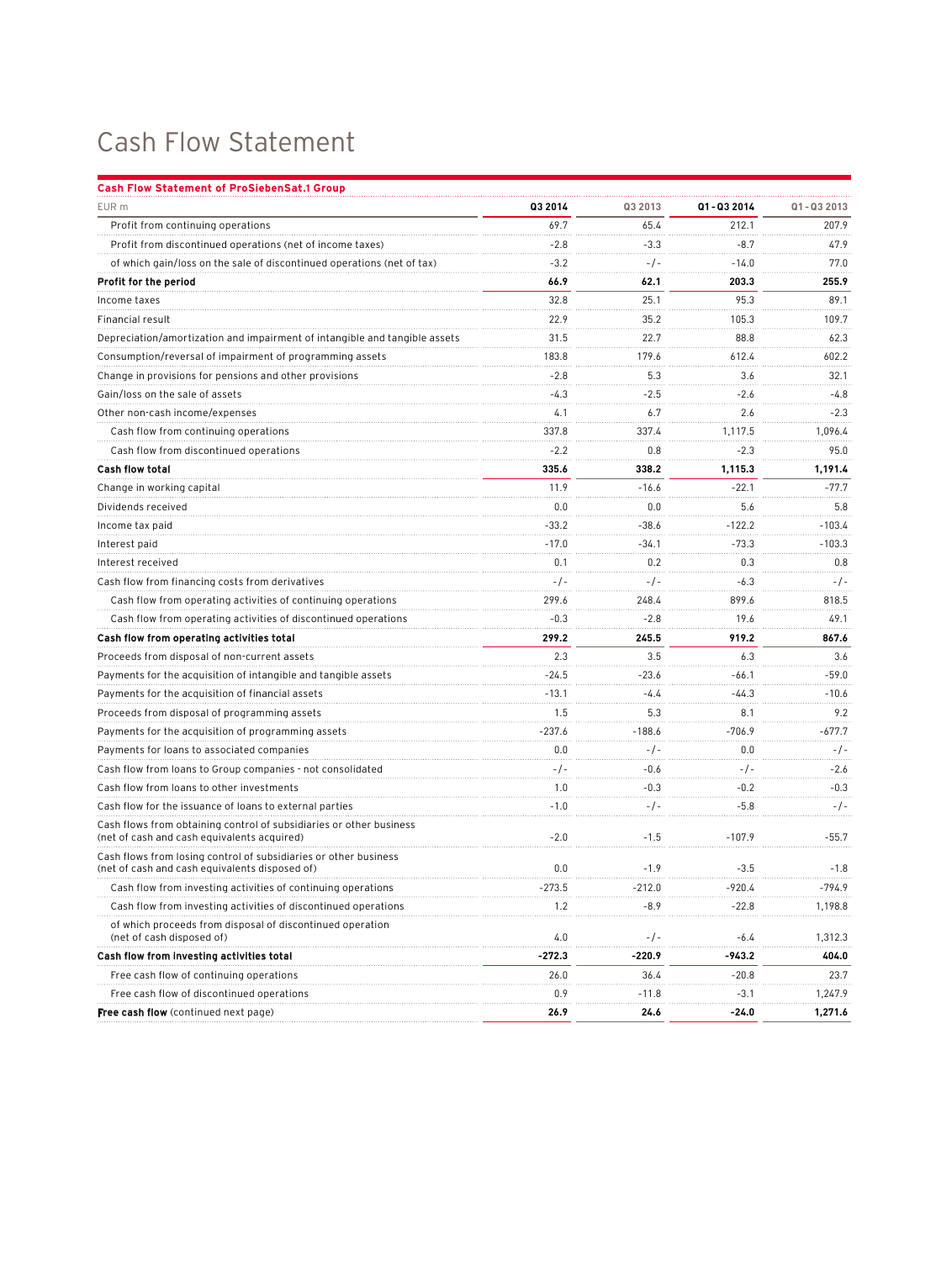# Cash Flow Statement

**Cash Flow Statement of ProSiebenSat.1 Group**

| EUR m | Q3 2014 | Q3 2013 | Q1 - Q3 2014 | Q1 - Q3 2013 |
|---|---|---|---|---|
| Profit from continuing operations | 69.7 | 65.4 | 212.1 | 207.9 |
| Profit from discontinued operations (net of income taxes) | -2.8 | -3.3 | -8.7 | 47.9 |
| of which gain/loss on the sale of discontinued operations (net of tax) | -3.2 | -/- | -14.0 | 77.0 |
| **Profit for the period** | **66.9** | **62.1** | **203.3** | **255.9** |
| Income taxes | 32.8 | 25.1 | 95.3 | 89.1 |
| Financial result | 22.9 | 35.2 | 105.3 | 109.7 |
| Depreciation/amortization and impairment of intangible and tangible assets | 31.5 | 22.7 | 88.8 | 62.3 |
| Consumption/reversal of impairment of programming assets | 183.8 | 179.6 | 612.4 | 602.2 |
| Change in provisions for pensions and other provisions | -2.8 | 5.3 | 3.6 | 32.1 |
| Gain/loss on the sale of assets | -4.3 | -2.5 | -2.6 | -4.8 |
| Other non-cash income/expenses | 4.1 | 6.7 | 2.6 | -2.3 |
| Cash flow from continuing operations | 337.8 | 337.4 | 1,117.5 | 1,096.4 |
| Cash flow from discontinued operations | -2.2 | 0.8 | -2.3 | 95.0 |
| **Cash flow total** | **335.6** | **338.2** | **1,115.3** | **1,191.4** |
| Change in working capital | 11.9 | -16.6 | -22.1 | -77.7 |
| Dividends received | 0.0 | 0.0 | 5.6 | 5.8 |
| Income tax paid | -33.2 | -38.6 | -122.2 | -103.4 |
| Interest paid | -17.0 | -34.1 | -73.3 | -103.3 |
| Interest received | 0.1 | 0.2 | 0.3 | 0.8 |
| Cash flow from financing costs from derivatives | -/- | -/- | -6.3 | -/- |
| Cash flow from operating activities of continuing operations | 299.6 | 248.4 | 899.6 | 818.5 |
| Cash flow from operating activities of discontinued operations | -0.3 | -2.8 | 19.6 | 49.1 |
| **Cash flow from operating activities total** | **299.2** | **245.5** | **919.2** | **867.6** |
| Proceeds from disposal of non-current assets | 2.3 | 3.5 | 6.3 | 3.6 |
| Payments for the acquisition of intangible and tangible assets | -24.5 | -23.6 | -66.1 | -59.0 |
| Payments for the acquisition of financial assets | -13.1 | -4.4 | -44.3 | -10.6 |
| Proceeds from disposal of programming assets | 1.5 | 5.3 | 8.1 | 9.2 |
| Payments for the acquisition of programming assets | -237.6 | -188.6 | -706.9 | -677.7 |
| Payments for loans to associated companies | 0.0 | -/- | 0.0 | -/- |
| Cash flow from loans to Group companies - not consolidated | -/- | -0.6 | -/- | -2.6 |
| Cash flow from loans to other investments | 1.0 | -0.3 | -0.2 | -0.3 |
| Cash flow for the issuance of loans to external parties | -1.0 | -/- | -5.8 | -/- |
| Cash flows from obtaining control of subsidiaries or other business (net of cash and cash equivalents acquired) | -2.0 | -1.5 | -107.9 | -55.7 |
| Cash flows from losing control of subsidiaries or other business (net of cash and cash equivalents disposed of) | 0.0 | -1.9 | -3.5 | -1.8 |
| Cash flow from investing activities of continuing operations | -273.5 | -212.0 | -920.4 | -794.9 |
| Cash flow from investing activities of discontinued operations | 1.2 | -8.9 | -22.8 | 1,198.8 |
| of which proceeds from disposal of discontinued operation (net of cash disposed of) | 4.0 | -/- | -6.4 | 1,312.3 |
| **Cash flow from investing activities total** | **-272.3** | **-220.9** | **-943.2** | **404.0** |
| Free cash flow of continuing operations | 26.0 | 36.4 | -20.8 | 23.7 |
| Free cash flow of discontinued operations | 0.9 | -11.8 | -3.1 | 1,247.9 |
| **Free cash flow** (continued next page) | **26.9** | **24.6** | **-24.0** | **1,271.6** |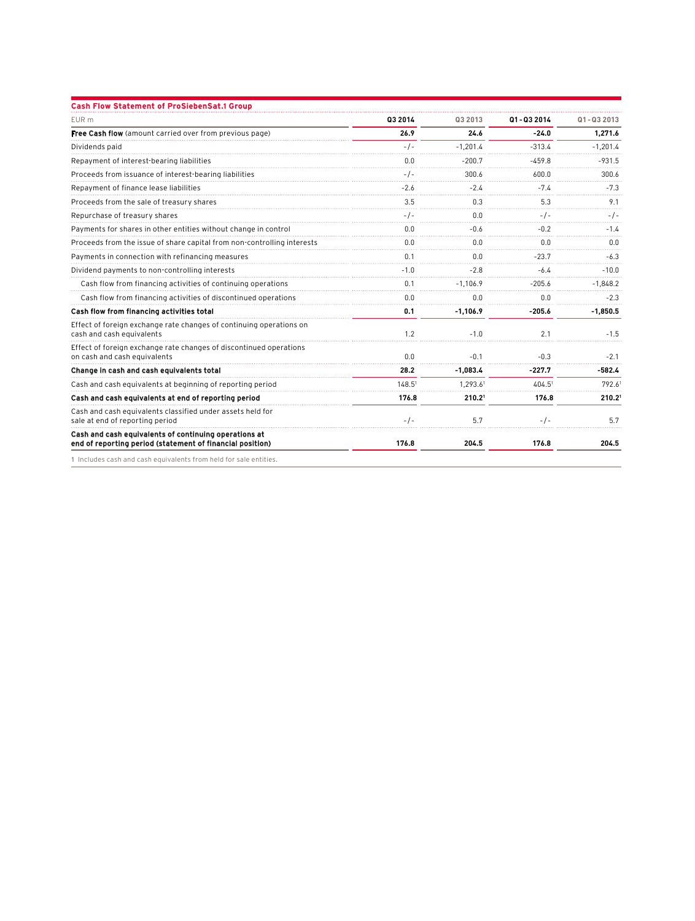**Cash Flow Statement of ProSiebenSat.1 Group**

| EUR m | Q3 2014 | Q3 2013 | Q1 - Q3 2014 | Q1 - Q3 2013 |
|---|---|---|---|---|
| **Free Cash flow** (amount carried over from previous page) | **26.9** | **24.6** | **-24.0** | **1,271.6** |
| Dividends paid | -/- | -1,201.4 | -313.4 | -1,201.4 |
| Repayment of interest-bearing liabilities | 0.0 | -200.7 | -459.8 | -931.5 |
| Proceeds from issuance of interest-bearing liabilities | -/- | 300.6 | 600.0 | 300.6 |
| Repayment of finance lease liabilities | -2.6 | -2.4 | -7.4 | -7.3 |
| Proceeds from the sale of treasury shares | 3.5 | 0.3 | 5.3 | 9.1 |
| Repurchase of treasury shares | -/- | 0.0 | -/- | -/- |
| Payments for shares in other entities without change in control | 0.0 | -0.6 | -0.2 | -1.4 |
| Proceeds from the issue of share capital from non-controlling interests | 0.0 | 0.0 | 0.0 | 0.0 |
| Payments in connection with refinancing measures | 0.1 | 0.0 | -23.7 | -6.3 |
| Dividend payments to non-controlling interests | -1.0 | -2.8 | -6.4 | -10.0 |
| Cash flow from financing activities of continuing operations | 0.1 | -1,106.9 | -205.6 | -1,848.2 |
| Cash flow from financing activities of discontinued operations | 0.0 | 0.0 | 0.0 | -2.3 |
| **Cash flow from financing activities total** | **0.1** | **-1,106.9** | **-205.6** | **-1,850.5** |
| Effect of foreign exchange rate changes of continuing operations on cash and cash equivalents | 1.2 | -1.0 | 2.1 | -1.5 |
| Effect of foreign exchange rate changes of discontinued operations on cash and cash equivalents | 0.0 | -0.1 | -0.3 | -2.1 |
| **Change in cash and cash equivalents total** | **28.2** | **-1,083.4** | **-227.7** | **-582.4** |
| Cash and cash equivalents at beginning of reporting period | 148.5[1] | 1,293.6[1] | 404.5[1] | 792.6[1] |
| **Cash and cash equivalents at end of reporting period** | **176.8** | **210.2**[1] | **176.8** | **210.2**[1] |
| Cash and cash equivalents classified under assets held for sale at end of reporting period | -/- | 5.7 | -/- | 5.7 |
| **Cash and cash equivalents of continuing operations at end of reporting period (statement of financial position)** | **176.8** | **204.5** | **176.8** | **204.5** |

1 Includes cash and cash equivalents from held for sale entities.